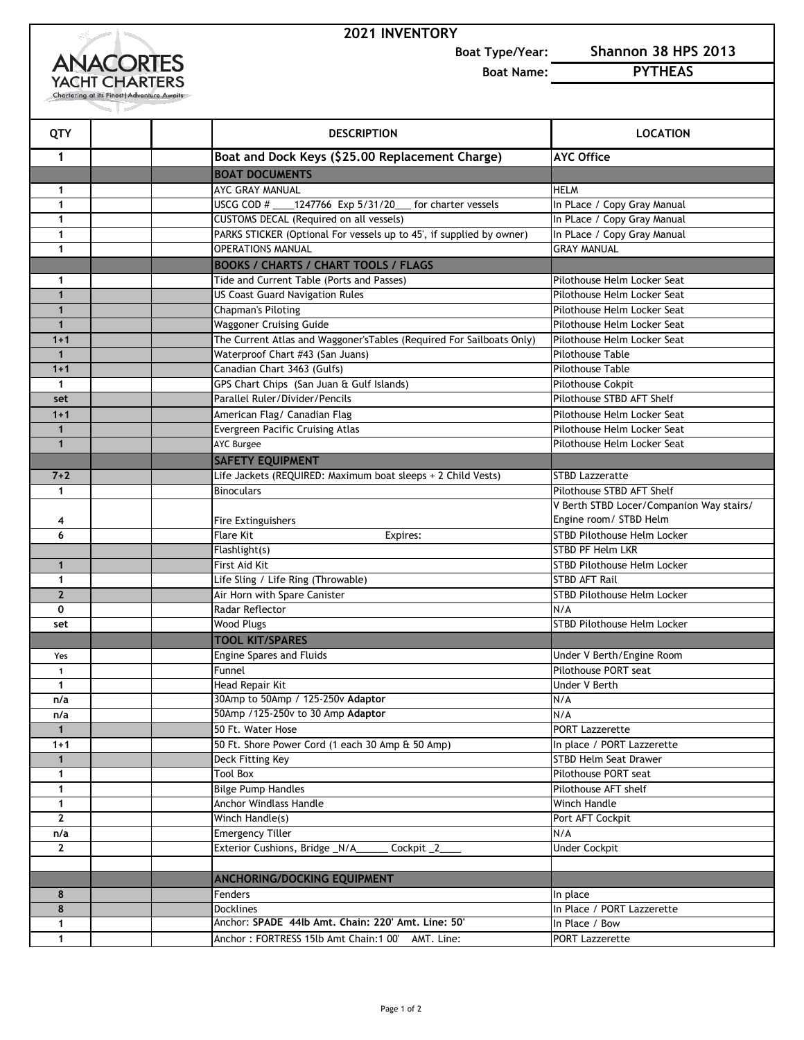# 2021 INVENTORY

ANACORTES YACHT CHARTERS
Chartering at its Finest | Adventure Awaits

**Boat Type/Year:** **Shannon 38 HPS 2013**

**Boat Name:** **PYTHEAS**

| QTY | | | DESCRIPTION | LOCATION |
|---|---|---|---|---|
| 1 | | | **Boat and Dock Keys ($25.00 Replacement Charge)** | **AYC Office** |
| | | | **BOAT DOCUMENTS** | |
| 1 | | | AYC GRAY MANUAL | HELM |
| 1 | | | USCG COD # ____1247766 Exp 5/31/20___ for charter vessels | In PLace / Copy Gray Manual |
| 1 | | | CUSTOMS DECAL (Required on all vessels) | In PLace / Copy Gray Manual |
| 1 | | | PARKS STICKER (Optional For vessels up to 45', if supplied by owner) | In PLace / Copy Gray Manual |
| 1 | | | OPERATIONS MANUAL | GRAY MANUAL |
| | | | **BOOKS / CHARTS / CHART TOOLS / FLAGS** | |
| 1 | | | Tide and Current Table (Ports and Passes) | Pilothouse Helm Locker Seat |
| 1 | | | US Coast Guard Navigation Rules | Pilothouse Helm Locker Seat |
| 1 | | | Chapman's Piloting | Pilothouse Helm Locker Seat |
| 1 | | | Waggoner Cruising Guide | Pilothouse Helm Locker Seat |
| 1+1 | | | The Current Atlas and Waggoner'sTables (Required For Sailboats Only) | Pilothouse Helm Locker Seat |
| 1 | | | Waterproof Chart #43 (San Juans) | Pilothouse Table |
| 1+1 | | | Canadian Chart 3463 (Gulfs) | Pilothouse Table |
| 1 | | | GPS Chart Chips (San Juan & Gulf Islands) | Pilothouse Cokpit |
| set | | | Parallel Ruler/Divider/Pencils | Pilothouse STBD AFT Shelf |
| 1+1 | | | American Flag/ Canadian Flag | Pilothouse Helm Locker Seat |
| 1 | | | Evergreen Pacific Cruising Atlas | Pilothouse Helm Locker Seat |
| 1 | | | AYC Burgee | Pilothouse Helm Locker Seat |
| | | | **SAFETY EQUIPMENT** | |
| 7+2 | | | Life Jackets (REQUIRED: Maximum boat sleeps + 2 Child Vests) | STBD Lazzeratte |
| 1 | | | Binoculars | Pilothouse STBD AFT Shelf |
| 4 | | | Fire Extinguishers | V Berth STBD Locer/Companion Way stairs/ Engine room/ STBD Helm |
| 6 | | | Flare Kit Expires: | STBD Pilothouse Helm Locker |
| | | | Flashlight(s) | STBD PF Helm LKR |
| 1 | | | First Aid Kit | STBD Pilothouse Helm Locker |
| 1 | | | Life Sling / Life Ring (Throwable) | STBD AFT Rail |
| 2 | | | Air Horn with Spare Canister | STBD Pilothouse Helm Locker |
| 0 | | | Radar Reflector | N/A |
| set | | | Wood Plugs | STBD Pilothouse Helm Locker |
| | | | **TOOL KIT/SPARES** | |
| Yes | | | Engine Spares and Fluids | Under V Berth/Engine Room |
| 1 | | | Funnel | Pilothouse PORT seat |
| 1 | | | Head Repair Kit | Under V Berth |
| n/a | | | 30Amp to 50Amp / 125-250v **Adaptor** | N/A |
| n/a | | | 50Amp /125-250v to 30 Amp **Adaptor** | N/A |
| 1 | | | 50 Ft. Water Hose | PORT Lazzerette |
| 1+1 | | | 50 Ft. Shore Power Cord (1 each 30 Amp & 50 Amp) | In place / PORT Lazzerette |
| 1 | | | Deck Fitting Key | STBD Helm Seat Drawer |
| 1 | | | Tool Box | Pilothouse PORT seat |
| 1 | | | Bilge Pump Handles | Pilothouse AFT shelf |
| 1 | | | Anchor Windlass Handle | Winch Handle |
| 2 | | | Winch Handle(s) | Port AFT Cockpit |
| n/a | | | Emergency Tiller | N/A |
| 2 | | | Exterior Cushions, Bridge _N/A______ Cockpit _2____ | Under Cockpit |
| | | | | |
| | | | **ANCHORING/DOCKING EQUIPMENT** | |
| 8 | | | Fenders | In place |
| 8 | | | Docklines | In Place / PORT Lazzerette |
| 1 | | | Anchor: **SPADE 44lb Amt. Chain: 220' Amt. Line: 50'** | In Place / Bow |
| 1 | | | Anchor : FORTRESS 15lb Amt Chain:1 00' AMT. Line: | PORT Lazzerette |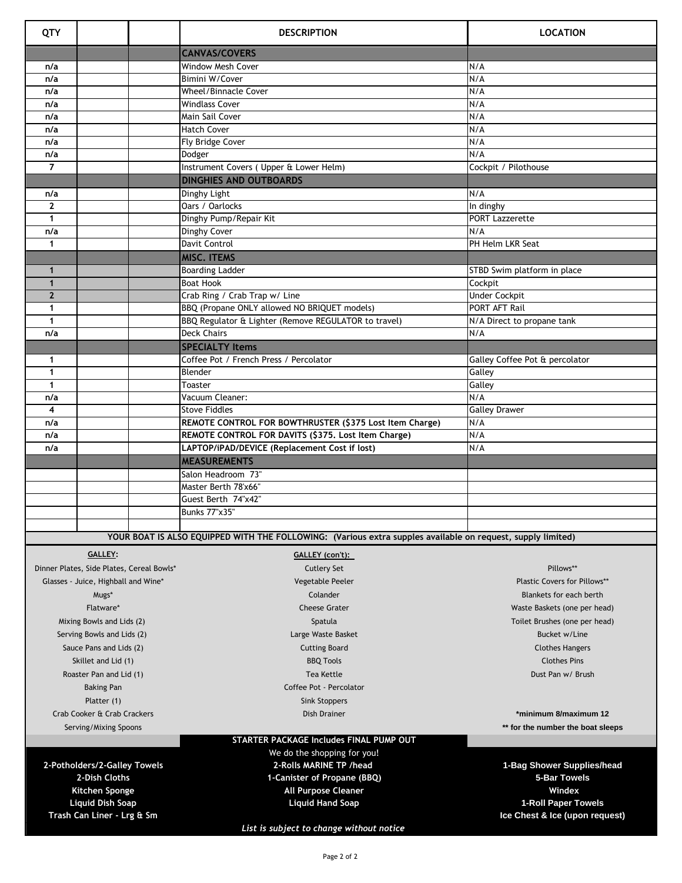| QTY | | | DESCRIPTION | LOCATION |
|---|---|---|---|---|
| | | | **CANVAS/COVERS** | |
| n/a | | | Window Mesh Cover | N/A |
| n/a | | | Bimini W/Cover | N/A |
| n/a | | | Wheel/Binnacle Cover | N/A |
| n/a | | | Windlass Cover | N/A |
| n/a | | | Main Sail Cover | N/A |
| n/a | | | Hatch Cover | N/A |
| n/a | | | Fly Bridge Cover | N/A |
| n/a | | | Dodger | N/A |
| 7 | | | Instrument Covers ( Upper & Lower Helm) | Cockpit / Pilothouse |
| | | | **DINGHIES AND OUTBOARDS** | |
| n/a | | | Dinghy Light | N/A |
| 2 | | | Oars / Oarlocks | In dinghy |
| 1 | | | Dinghy Pump/Repair Kit | PORT Lazzerette |
| n/a | | | Dinghy Cover | N/A |
| 1 | | | Davit Control | PH Helm LKR Seat |
| | | | **MISC. ITEMS** | |
| 1 | | | Boarding Ladder | STBD Swim platform in place |
| 1 | | | Boat Hook | Cockpit |
| 2 | | | Crab Ring / Crab Trap w/ Line | Under Cockpit |
| 1 | | | BBQ (Propane ONLY allowed NO BRIQUET models) | PORT AFT Rail |
| 1 | | | BBQ Regulator & Lighter (Remove REGULATOR to travel) | N/A Direct to propane tank |
| n/a | | | Deck Chairs | N/A |
| | | | **SPECIALTY Items** | |
| 1 | | | Coffee Pot / French Press / Percolator | Galley Coffee Pot & percolator |
| 1 | | | Blender | Galley |
| 1 | | | Toaster | Galley |
| n/a | | | Vacuum Cleaner: | N/A |
| 4 | | | Stove Fiddles | Galley Drawer |
| n/a | | | **REMOTE CONTROL FOR BOWTHRUSTER ($375 Lost Item Charge)** | N/A |
| n/a | | | **REMOTE CONTROL FOR DAVITS ($375. Lost Item Charge)** | N/A |
| n/a | | | **LAPTOP/iPAD/DEVICE (Replacement Cost if lost)** | N/A |
| | | | **MEASUREMENTS** | |
| | | | Salon Headroom 73" | |
| | | | Master Berth 78'x66" | |
| | | | Guest Berth 74"x42" | |
| | | | Bunks 77"x35" | |
| | | | | |

**YOUR BOAT IS ALSO EQUIPPED WITH THE FOLLOWING: (Various extra supples available on request, supply limited)**

| GALLEY: | GALLEY (con't): | |
|---|---|---|
| Dinner Plates, Side Plates, Cereal Bowls* | Cutlery Set | Pillows** |
| Glasses - Juice, Highball and Wine* | Vegetable Peeler | Plastic Covers for Pillows** |
| Mugs* | Colander | Blankets for each berth |
| Flatware* | Cheese Grater | Waste Baskets (one per head) |
| Mixing Bowls and Lids (2) | Spatula | Toilet Brushes (one per head) |
| Serving Bowls and Lids (2) | Large Waste Basket | Bucket w/Line |
| Sauce Pans and Lids (2) | Cutting Board | Clothes Hangers |
| Skillet and Lid (1) | BBQ Tools | Clothes Pins |
| Roaster Pan and Lid (1) | Tea Kettle | Dust Pan w/ Brush |
| Baking Pan | Coffee Pot - Percolator | |
| Platter (1) | Sink Stoppers | |
| Crab Cooker & Crab Crackers | Dish Drainer | **\*minimum 8/maximum 12** |
| Serving/Mixing Spoons | | **\*\* for the number the boat sleeps** |

**STARTER PACKAGE Includes FINAL PUMP OUT**

We do the shopping for you!

| | | |
|---|---|---|
| **2-Potholders/2-Galley Towels** | **2-Rolls MARINE TP /head** | **1-Bag Shower Supplies/head** |
| **2-Dish Cloths** | **1-Canister of Propane (BBQ)** | **5-Bar Towels** |
| **Kitchen Sponge** | **All Purpose Cleaner** | **Windex** |
| **Liquid Dish Soap** | **Liquid Hand Soap** | **1-Roll Paper Towels** |
| **Trash Can Liner - Lrg & Sm** | | **Ice Chest & Ice (upon request)** |

***List is subject to change without notice***